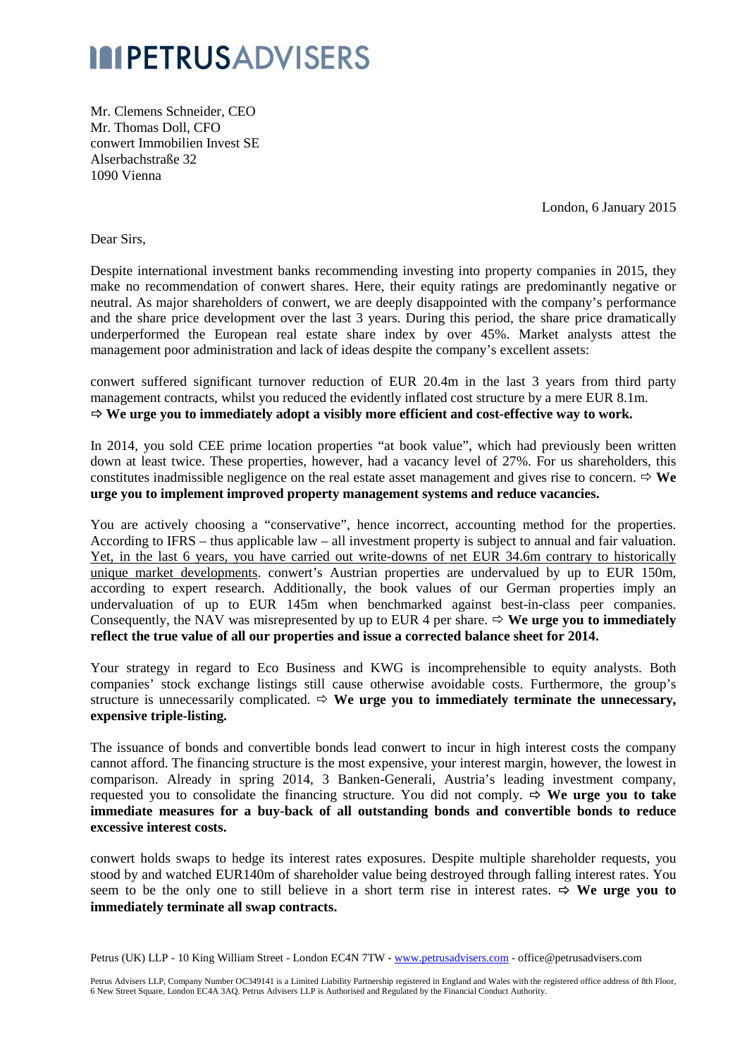# PETRUSADVISERS

Mr. Clemens Schneider, CEO
Mr. Thomas Doll, CFO
conwert Immobilien Invest SE
Alserbachstraße 32
1090 Vienna

London, 6 January 2015

Dear Sirs,

Despite international investment banks recommending investing into property companies in 2015, they make no recommendation of conwert shares. Here, their equity ratings are predominantly negative or neutral. As major shareholders of conwert, we are deeply disappointed with the company's performance and the share price development over the last 3 years. During this period, the share price dramatically underperformed the European real estate share index by over 45%. Market analysts attest the management poor administration and lack of ideas despite the company's excellent assets:

conwert suffered significant turnover reduction of EUR 20.4m in the last 3 years from third party management contracts, whilst you reduced the evidently inflated cost structure by a mere EUR 8.1m.
⇨ **We urge you to immediately adopt a visibly more efficient and cost-effective way to work.**

In 2014, you sold CEE prime location properties "at book value", which had previously been written down at least twice. These properties, however, had a vacancy level of 27%. For us shareholders, this constitutes inadmissible negligence on the real estate asset management and gives rise to concern. ⇨ **We urge you to implement improved property management systems and reduce vacancies.**

You are actively choosing a "conservative", hence incorrect, accounting method for the properties. According to IFRS – thus applicable law – all investment property is subject to annual and fair valuation. <u>Yet, in the last 6 years, you have carried out write-downs of net EUR 34.6m contrary to historically unique market developments</u>. conwert's Austrian properties are undervalued by up to EUR 150m, according to expert research. Additionally, the book values of our German properties imply an undervaluation of up to EUR 145m when benchmarked against best-in-class peer companies. Consequently, the NAV was misrepresented by up to EUR 4 per share. ⇨ **We urge you to immediately reflect the true value of all our properties and issue a corrected balance sheet for 2014.**

Your strategy in regard to Eco Business and KWG is incomprehensible to equity analysts. Both companies' stock exchange listings still cause otherwise avoidable costs. Furthermore, the group's structure is unnecessarily complicated. ⇨ **We urge you to immediately terminate the unnecessary, expensive triple-listing.**

The issuance of bonds and convertible bonds lead conwert to incur in high interest costs the company cannot afford. The financing structure is the most expensive, your interest margin, however, the lowest in comparison. Already in spring 2014, 3 Banken-Generali, Austria's leading investment company, requested you to consolidate the financing structure. You did not comply. ⇨ **We urge you to take immediate measures for a buy-back of all outstanding bonds and convertible bonds to reduce excessive interest costs.**

conwert holds swaps to hedge its interest rates exposures. Despite multiple shareholder requests, you stood by and watched EUR140m of shareholder value being destroyed through falling interest rates. You seem to be the only one to still believe in a short term rise in interest rates. ⇨ **We urge you to immediately terminate all swap contracts.**

Petrus (UK) LLP - 10 King William Street - London EC4N 7TW - www.petrusadvisers.com - office@petrusadvisers.com

Petrus Advisers LLP, Company Number OC349141 is a Limited Liability Partnership registered in England and Wales with the registered office address of 8th Floor, 6 New Street Square, London EC4A 3AQ. Petrus Advisers LLP is Authorised and Regulated by the Financial Conduct Authority.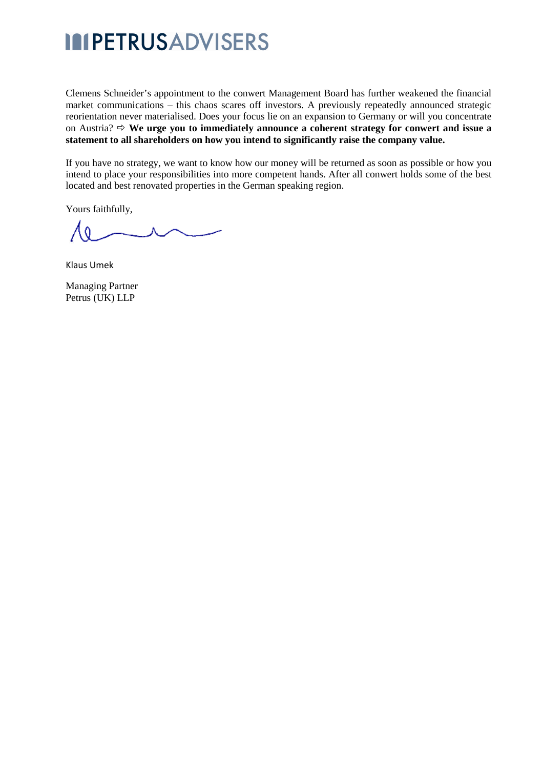Clemens Schneider's appointment to the conwert Management Board has further weakened the financial market communications – this chaos scares off investors. A previously repeatedly announced strategic reorientation never materialised. Does your focus lie on an expansion to Germany or will you concentrate on Austria? ⇨ **We urge you to immediately announce a coherent strategy for conwert and issue a statement to all shareholders on how you intend to significantly raise the company value.**

If you have no strategy, we want to know how our money will be returned as soon as possible or how you intend to place your responsibilities into more competent hands. After all conwert holds some of the best located and best renovated properties in the German speaking region.

Yours faithfully,

Klaus Umek

Managing Partner
Petrus (UK) LLP